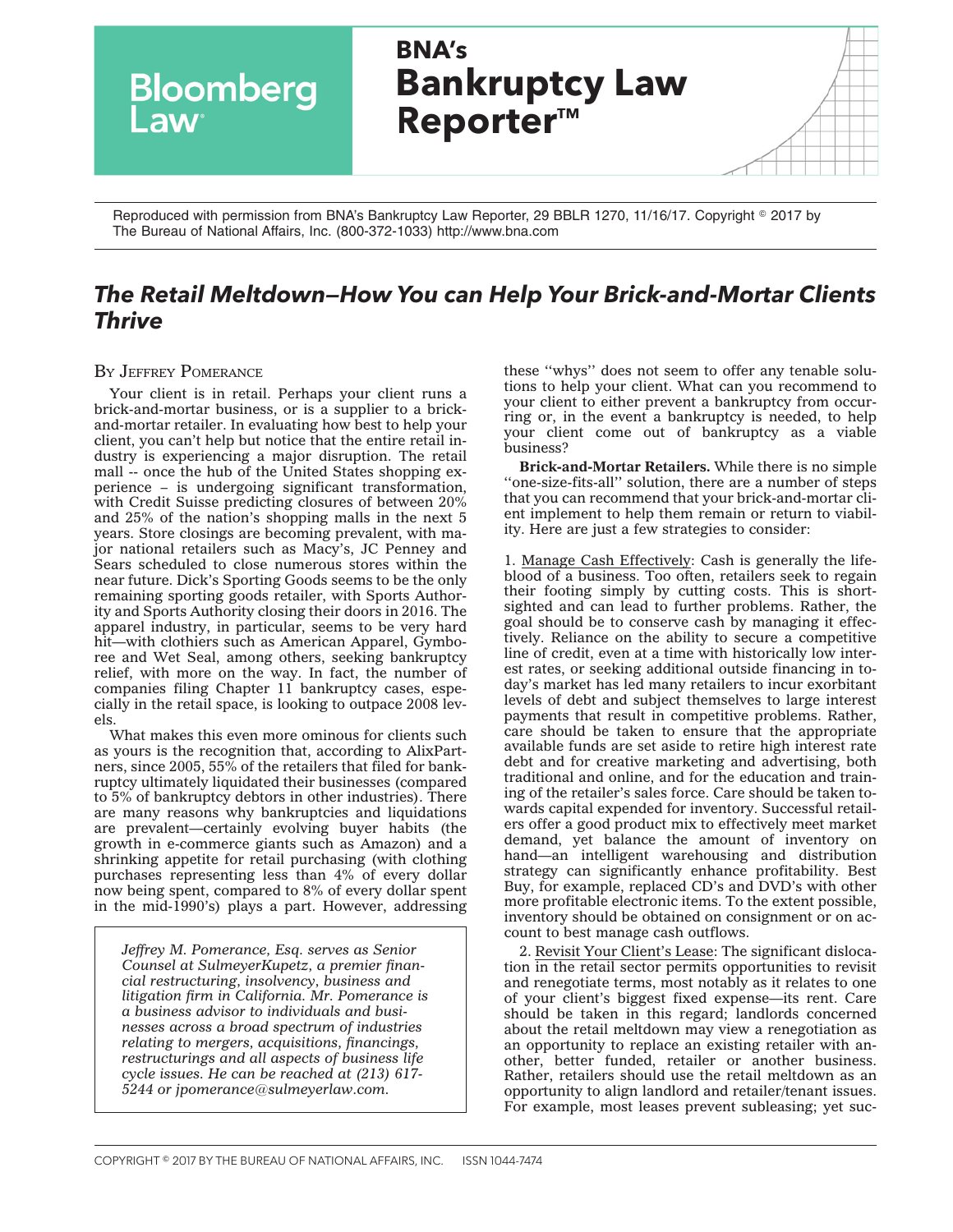Bloomberg Law

BNA's **Bankruptcy Law Reporter™**

Reproduced with permission from BNA's Bankruptcy Law Reporter, 29 BBLR 1270, 11/16/17. Copyright © 2017 by The Bureau of National Affairs, Inc. (800-372-1033) http://www.bna.com

# *The Retail Meltdown—How You can Help Your Brick-and-Mortar Clients Thrive*

BY JEFFREY POMERANCE

Your client is in retail. Perhaps your client runs a brick-and-mortar business, or is a supplier to a brick-and-mortar retailer. In evaluating how best to help your client, you can't help but notice that the entire retail industry is experiencing a major disruption. The retail mall -- once the hub of the United States shopping experience – is undergoing significant transformation, with Credit Suisse predicting closures of between 20% and 25% of the nation's shopping malls in the next 5 years. Store closings are becoming prevalent, with major national retailers such as Macy's, JC Penney and Sears scheduled to close numerous stores within the near future. Dick's Sporting Goods seems to be the only remaining sporting goods retailer, with Sports Authority and Sports Authority closing their doors in 2016. The apparel industry, in particular, seems to be very hard hit—with clothiers such as American Apparel, Gymboree and Wet Seal, among others, seeking bankruptcy relief, with more on the way. In fact, the number of companies filing Chapter 11 bankruptcy cases, especially in the retail space, is looking to outpace 2008 levels.

What makes this even more ominous for clients such as yours is the recognition that, according to AlixPartners, since 2005, 55% of the retailers that filed for bankruptcy ultimately liquidated their businesses (compared to 5% of bankruptcy debtors in other industries). There are many reasons why bankruptcies and liquidations are prevalent—certainly evolving buyer habits (the growth in e-commerce giants such as Amazon) and a shrinking appetite for retail purchasing (with clothing purchases representing less than 4% of every dollar now being spent, compared to 8% of every dollar spent in the mid-1990's) plays a part. However, addressing these ''whys'' does not seem to offer any tenable solutions to help your client. What can you recommend to your client to either prevent a bankruptcy from occurring or, in the event a bankruptcy is needed, to help your client come out of bankruptcy as a viable business?

*Jeffrey M. Pomerance, Esq. serves as Senior Counsel at SulmeyerKupetz, a premier financial restructuring, insolvency, business and litigation firm in California. Mr. Pomerance is a business advisor to individuals and businesses across a broad spectrum of industries relating to mergers, acquisitions, financings, restructurings and all aspects of business life cycle issues. He can be reached at (213) 617-5244 or jpomerance@sulmeyerlaw.com.*

**Brick-and-Mortar Retailers.** While there is no simple ''one-size-fits-all'' solution, there are a number of steps that you can recommend that your brick-and-mortar client implement to help them remain or return to viability. Here are just a few strategies to consider:

1. Manage Cash Effectively: Cash is generally the lifeblood of a business. Too often, retailers seek to regain their footing simply by cutting costs. This is short-sighted and can lead to further problems. Rather, the goal should be to conserve cash by managing it effectively. Reliance on the ability to secure a competitive line of credit, even at a time with historically low interest rates, or seeking additional outside financing in today's market has led many retailers to incur exorbitant levels of debt and subject themselves to large interest payments that result in competitive problems. Rather, care should be taken to ensure that the appropriate available funds are set aside to retire high interest rate debt and for creative marketing and advertising, both traditional and online, and for the education and training of the retailer's sales force. Care should be taken towards capital expended for inventory. Successful retailers offer a good product mix to effectively meet market demand, yet balance the amount of inventory on hand—an intelligent warehousing and distribution strategy can significantly enhance profitability. Best Buy, for example, replaced CD's and DVD's with other more profitable electronic items. To the extent possible, inventory should be obtained on consignment or on account to best manage cash outflows.

2. Revisit Your Client's Lease: The significant dislocation in the retail sector permits opportunities to revisit and renegotiate terms, most notably as it relates to one of your client's biggest fixed expense—its rent. Care should be taken in this regard; landlords concerned about the retail meltdown may view a renegotiation as an opportunity to replace an existing retailer with another, better funded, retailer or another business. Rather, retailers should use the retail meltdown as an opportunity to align landlord and retailer/tenant issues. For example, most leases prevent subleasing; yet suc-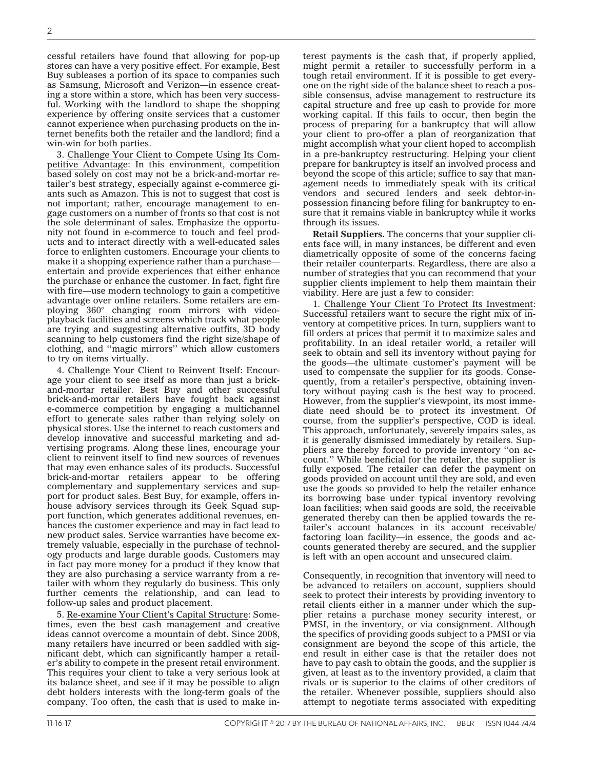cessful retailers have found that allowing for pop-up stores can have a very positive effect. For example, Best Buy subleases a portion of its space to companies such as Samsung, Microsoft and Verizon—in essence creating a store within a store, which has been very successful. Working with the landlord to shape the shopping experience by offering onsite services that a customer cannot experience when purchasing products on the internet benefits both the retailer and the landlord; find a win-win for both parties.

3. Challenge Your Client to Compete Using Its Competitive Advantage: In this environment, competition based solely on cost may not be a brick-and-mortar retailer's best strategy, especially against e-commerce giants such as Amazon. This is not to suggest that cost is not important; rather, encourage management to engage customers on a number of fronts so that cost is not the sole determinant of sales. Emphasize the opportunity not found in e-commerce to touch and feel products and to interact directly with a well-educated sales force to enlighten customers. Encourage your clients to make it a shopping experience rather than a purchase—entertain and provide experiences that either enhance the purchase or enhance the customer. In fact, fight fire with fire—use modern technology to gain a competitive advantage over online retailers. Some retailers are employing 360° changing room mirrors with video-playback facilities and screens which track what people are trying and suggesting alternative outfits, 3D body scanning to help customers find the right size/shape of clothing, and ''magic mirrors'' which allow customers to try on items virtually.

4. Challenge Your Client to Reinvent Itself: Encourage your client to see itself as more than just a brick-and-mortar retailer. Best Buy and other successful brick-and-mortar retailers have fought back against e-commerce competition by engaging a multichannel effort to generate sales rather than relying solely on physical stores. Use the internet to reach customers and develop innovative and successful marketing and advertising programs. Along these lines, encourage your client to reinvent itself to find new sources of revenues that may even enhance sales of its products. Successful brick-and-mortar retailers appear to be offering complementary and supplementary services and support for product sales. Best Buy, for example, offers in-house advisory services through its Geek Squad support function, which generates additional revenues, enhances the customer experience and may in fact lead to new product sales. Service warranties have become extremely valuable, especially in the purchase of technology products and large durable goods. Customers may in fact pay more money for a product if they know that they are also purchasing a service warranty from a retailer with whom they regularly do business. This only further cements the relationship, and can lead to follow-up sales and product placement.

5. Re-examine Your Client's Capital Structure: Sometimes, even the best cash management and creative ideas cannot overcome a mountain of debt. Since 2008, many retailers have incurred or been saddled with significant debt, which can significantly hamper a retailer's ability to compete in the present retail environment. This requires your client to take a very serious look at its balance sheet, and see if it may be possible to align debt holders interests with the long-term goals of the company. Too often, the cash that is used to make interest payments is the cash that, if properly applied, might permit a retailer to successfully perform in a tough retail environment. If it is possible to get everyone on the right side of the balance sheet to reach a possible consensus, advise management to restructure its capital structure and free up cash to provide for more working capital. If this fails to occur, then begin the process of preparing for a bankruptcy that will allow your client to pro-offer a plan of reorganization that might accomplish what your client hoped to accomplish in a pre-bankruptcy restructuring. Helping your client prepare for bankruptcy is itself an involved process and beyond the scope of this article; suffice to say that management needs to immediately speak with its critical vendors and secured lenders and seek debtor-in-possession financing before filing for bankruptcy to ensure that it remains viable in bankruptcy while it works through its issues.

**Retail Suppliers.** The concerns that your supplier clients face will, in many instances, be different and even diametrically opposite of some of the concerns facing their retailer counterparts. Regardless, there are also a number of strategies that you can recommend that your supplier clients implement to help them maintain their viability. Here are just a few to consider:

1. Challenge Your Client To Protect Its Investment: Successful retailers want to secure the right mix of inventory at competitive prices. In turn, suppliers want to fill orders at prices that permit it to maximize sales and profitability. In an ideal retailer world, a retailer will seek to obtain and sell its inventory without paying for the goods—the ultimate customer's payment will be used to compensate the supplier for its goods. Consequently, from a retailer's perspective, obtaining inventory without paying cash is the best way to proceed. However, from the supplier's viewpoint, its most immediate need should be to protect its investment. Of course, from the supplier's perspective, COD is ideal. This approach, unfortunately, severely impairs sales, as it is generally dismissed immediately by retailers. Suppliers are thereby forced to provide inventory ''on account.'' While beneficial for the retailer, the supplier is fully exposed. The retailer can defer the payment on goods provided on account until they are sold, and even use the goods so provided to help the retailer enhance its borrowing base under typical inventory revolving loan facilities; when said goods are sold, the receivable generated thereby can then be applied towards the retailer's account balances in its account receivable/factoring loan facility—in essence, the goods and accounts generated thereby are secured, and the supplier is left with an open account and unsecured claim.

Consequently, in recognition that inventory will need to be advanced to retailers on account, suppliers should seek to protect their interests by providing inventory to retail clients either in a manner under which the supplier retains a purchase money security interest, or PMSI, in the inventory, or via consignment. Although the specifics of providing goods subject to a PMSI or via consignment are beyond the scope of this article, the end result in either case is that the retailer does not have to pay cash to obtain the goods, and the supplier is given, at least as to the inventory provided, a claim that rivals or is superior to the claims of other creditors of the retailer. Whenever possible, suppliers should also attempt to negotiate terms associated with expediting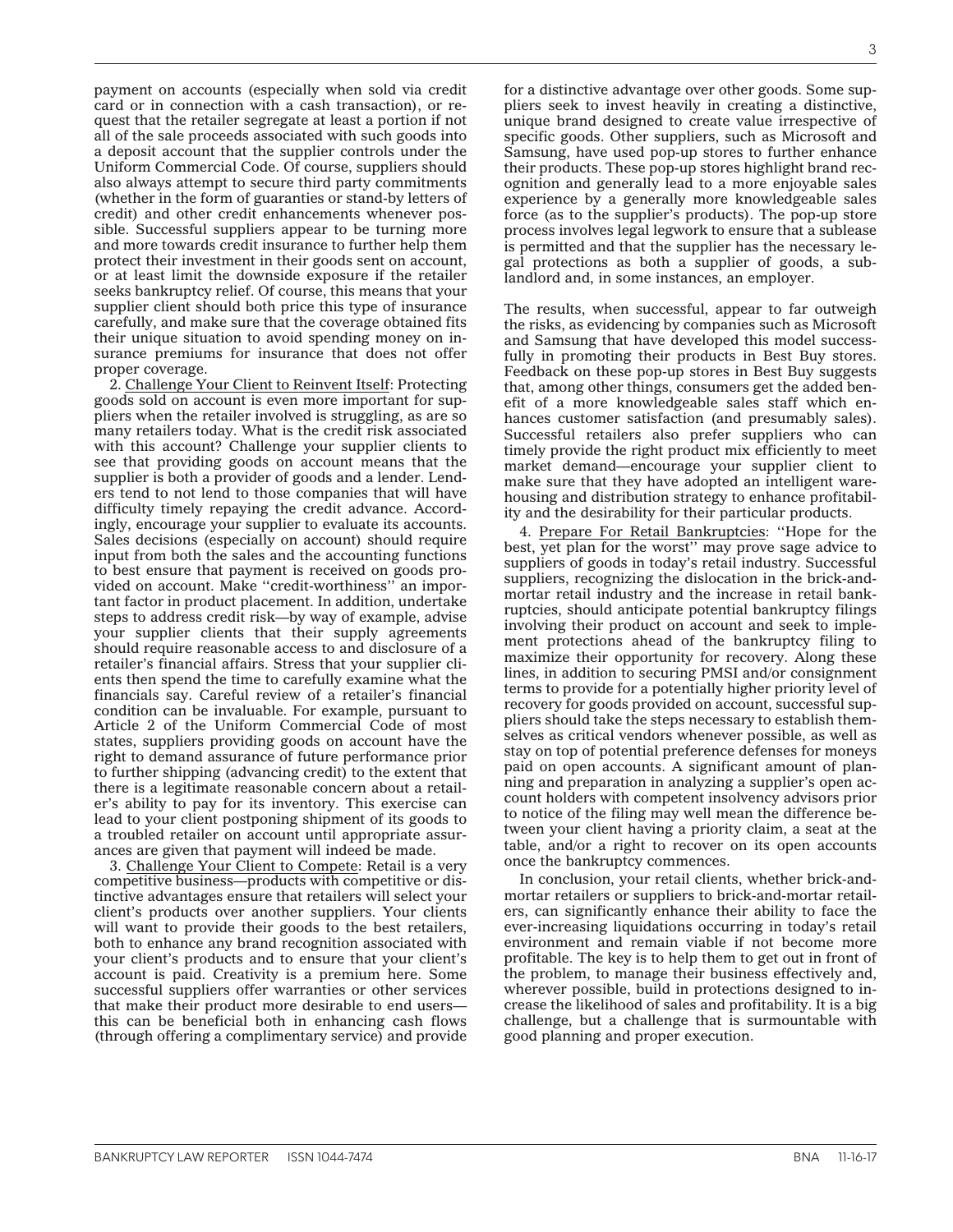payment on accounts (especially when sold via credit card or in connection with a cash transaction), or request that the retailer segregate at least a portion if not all of the sale proceeds associated with such goods into a deposit account that the supplier controls under the Uniform Commercial Code. Of course, suppliers should also always attempt to secure third party commitments (whether in the form of guaranties or stand-by letters of credit) and other credit enhancements whenever possible. Successful suppliers appear to be turning more and more towards credit insurance to further help them protect their investment in their goods sent on account, or at least limit the downside exposure if the retailer seeks bankruptcy relief. Of course, this means that your supplier client should both price this type of insurance carefully, and make sure that the coverage obtained fits their unique situation to avoid spending money on insurance premiums for insurance that does not offer proper coverage.

2. Challenge Your Client to Reinvent Itself: Protecting goods sold on account is even more important for suppliers when the retailer involved is struggling, as are so many retailers today. What is the credit risk associated with this account? Challenge your supplier clients to see that providing goods on account means that the supplier is both a provider of goods and a lender. Lenders tend to not lend to those companies that will have difficulty timely repaying the credit advance. Accordingly, encourage your supplier to evaluate its accounts. Sales decisions (especially on account) should require input from both the sales and the accounting functions to best ensure that payment is received on goods provided on account. Make ''credit-worthiness'' an important factor in product placement. In addition, undertake steps to address credit risk—by way of example, advise your supplier clients that their supply agreements should require reasonable access to and disclosure of a retailer's financial affairs. Stress that your supplier clients then spend the time to carefully examine what the financials say. Careful review of a retailer's financial condition can be invaluable. For example, pursuant to Article 2 of the Uniform Commercial Code of most states, suppliers providing goods on account have the right to demand assurance of future performance prior to further shipping (advancing credit) to the extent that there is a legitimate reasonable concern about a retailer's ability to pay for its inventory. This exercise can lead to your client postponing shipment of its goods to a troubled retailer on account until appropriate assurances are given that payment will indeed be made.

3. Challenge Your Client to Compete: Retail is a very competitive business—products with competitive or distinctive advantages ensure that retailers will select your client's products over another suppliers. Your clients will want to provide their goods to the best retailers, both to enhance any brand recognition associated with your client's products and to ensure that your client's account is paid. Creativity is a premium here. Some successful suppliers offer warranties or other services that make their product more desirable to end users—this can be beneficial both in enhancing cash flows (through offering a complimentary service) and provide for a distinctive advantage over other goods. Some suppliers seek to invest heavily in creating a distinctive, unique brand designed to create value irrespective of specific goods. Other suppliers, such as Microsoft and Samsung, have used pop-up stores to further enhance their products. These pop-up stores highlight brand recognition and generally lead to a more enjoyable sales experience by a generally more knowledgeable sales force (as to the supplier's products). The pop-up store process involves legal legwork to ensure that a sublease is permitted and that the supplier has the necessary legal protections as both a supplier of goods, a sub-landlord and, in some instances, an employer.

The results, when successful, appear to far outweigh the risks, as evidencing by companies such as Microsoft and Samsung that have developed this model successfully in promoting their products in Best Buy stores. Feedback on these pop-up stores in Best Buy suggests that, among other things, consumers get the added benefit of a more knowledgeable sales staff which enhances customer satisfaction (and presumably sales). Successful retailers also prefer suppliers who can timely provide the right product mix efficiently to meet market demand—encourage your supplier client to make sure that they have adopted an intelligent warehousing and distribution strategy to enhance profitability and the desirability for their particular products.

4. Prepare For Retail Bankruptcies: ''Hope for the best, yet plan for the worst'' may prove sage advice to suppliers of goods in today's retail industry. Successful suppliers, recognizing the dislocation in the brick-and-mortar retail industry and the increase in retail bankruptcies, should anticipate potential bankruptcy filings involving their product on account and seek to implement protections ahead of the bankruptcy filing to maximize their opportunity for recovery. Along these lines, in addition to securing PMSI and/or consignment terms to provide for a potentially higher priority level of recovery for goods provided on account, successful suppliers should take the steps necessary to establish themselves as critical vendors whenever possible, as well as stay on top of potential preference defenses for moneys paid on open accounts. A significant amount of planning and preparation in analyzing a supplier's open account holders with competent insolvency advisors prior to notice of the filing may well mean the difference between your client having a priority claim, a seat at the table, and/or a right to recover on its open accounts once the bankruptcy commences.

In conclusion, your retail clients, whether brick-and-mortar retailers or suppliers to brick-and-mortar retailers, can significantly enhance their ability to face the ever-increasing liquidations occurring in today's retail environment and remain viable if not become more profitable. The key is to help them to get out in front of the problem, to manage their business effectively and, wherever possible, build in protections designed to increase the likelihood of sales and profitability. It is a big challenge, but a challenge that is surmountable with good planning and proper execution.